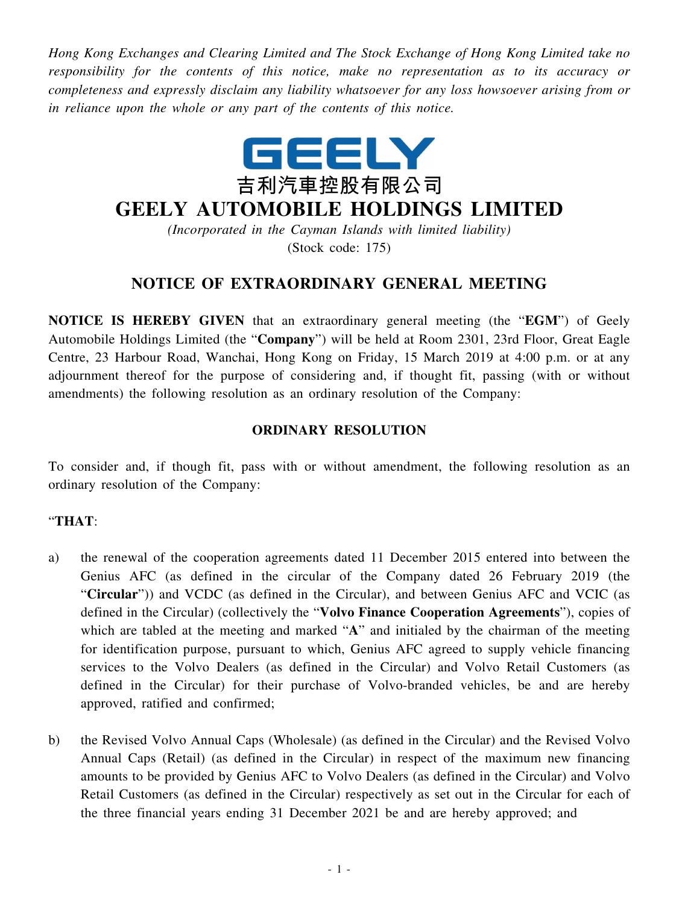*Hong Kong Exchanges and Clearing Limited and The Stock Exchange of Hong Kong Limited take no responsibility for the contents of this notice, make no representation as to its accuracy or completeness and expressly disclaim any liability whatsoever for any loss howsoever arising from or in reliance upon the whole or any part of the contents of this notice.*

GEELY

吉利汽車控股有限公司

# GEELY AUTOMOBILE HOLDINGS LIMITED

*(Incorporated in the Cayman Islands with limited liability)*
(Stock code: 175)

## NOTICE OF EXTRAORDINARY GENERAL MEETING

**NOTICE IS HEREBY GIVEN** that an extraordinary general meeting (the "**EGM**") of Geely Automobile Holdings Limited (the "**Company**") will be held at Room 2301, 23rd Floor, Great Eagle Centre, 23 Harbour Road, Wanchai, Hong Kong on Friday, 15 March 2019 at 4:00 p.m. or at any adjournment thereof for the purpose of considering and, if thought fit, passing (with or without amendments) the following resolution as an ordinary resolution of the Company:

**ORDINARY RESOLUTION**

To consider and, if though fit, pass with or without amendment, the following resolution as an ordinary resolution of the Company:

"**THAT**:

a) the renewal of the cooperation agreements dated 11 December 2015 entered into between the Genius AFC (as defined in the circular of the Company dated 26 February 2019 (the "**Circular**")) and VCDC (as defined in the Circular), and between Genius AFC and VCIC (as defined in the Circular) (collectively the "**Volvo Finance Cooperation Agreements**"), copies of which are tabled at the meeting and marked "**A**" and initialed by the chairman of the meeting for identification purpose, pursuant to which, Genius AFC agreed to supply vehicle financing services to the Volvo Dealers (as defined in the Circular) and Volvo Retail Customers (as defined in the Circular) for their purchase of Volvo-branded vehicles, be and are hereby approved, ratified and confirmed;

b) the Revised Volvo Annual Caps (Wholesale) (as defined in the Circular) and the Revised Volvo Annual Caps (Retail) (as defined in the Circular) in respect of the maximum new financing amounts to be provided by Genius AFC to Volvo Dealers (as defined in the Circular) and Volvo Retail Customers (as defined in the Circular) respectively as set out in the Circular for each of the three financial years ending 31 December 2021 be and are hereby approved; and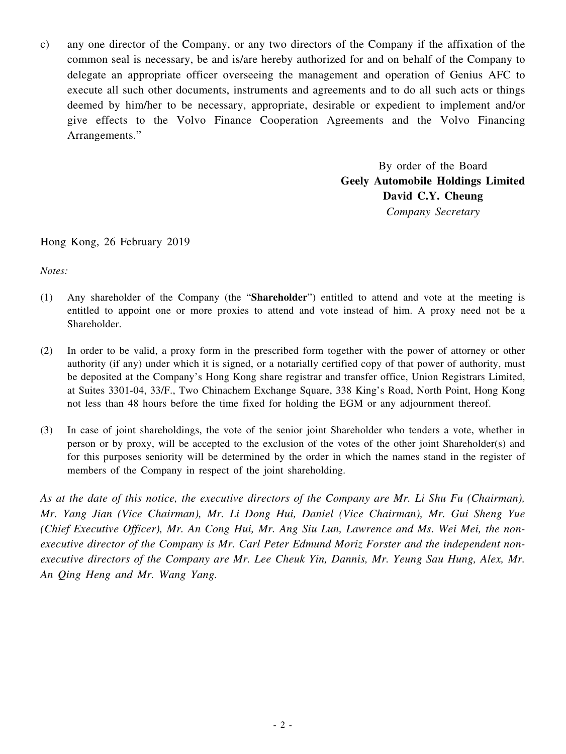c) any one director of the Company, or any two directors of the Company if the affixation of the common seal is necessary, be and is/are hereby authorized for and on behalf of the Company to delegate an appropriate officer overseeing the management and operation of Genius AFC to execute all such other documents, instruments and agreements and to do all such acts or things deemed by him/her to be necessary, appropriate, desirable or expedient to implement and/or give effects to the Volvo Finance Cooperation Agreements and the Volvo Financing Arrangements."

By order of the Board
**Geely Automobile Holdings Limited**
**David C.Y. Cheung**
*Company Secretary*

Hong Kong, 26 February 2019

*Notes:*

(1) Any shareholder of the Company (the "**Shareholder**") entitled to attend and vote at the meeting is entitled to appoint one or more proxies to attend and vote instead of him. A proxy need not be a Shareholder.

(2) In order to be valid, a proxy form in the prescribed form together with the power of attorney or other authority (if any) under which it is signed, or a notarially certified copy of that power of authority, must be deposited at the Company's Hong Kong share registrar and transfer office, Union Registrars Limited, at Suites 3301-04, 33/F., Two Chinachem Exchange Square, 338 King's Road, North Point, Hong Kong not less than 48 hours before the time fixed for holding the EGM or any adjournment thereof.

(3) In case of joint shareholdings, the vote of the senior joint Shareholder who tenders a vote, whether in person or by proxy, will be accepted to the exclusion of the votes of the other joint Shareholder(s) and for this purposes seniority will be determined by the order in which the names stand in the register of members of the Company in respect of the joint shareholding.

*As at the date of this notice, the executive directors of the Company are Mr. Li Shu Fu (Chairman), Mr. Yang Jian (Vice Chairman), Mr. Li Dong Hui, Daniel (Vice Chairman), Mr. Gui Sheng Yue (Chief Executive Officer), Mr. An Cong Hui, Mr. Ang Siu Lun, Lawrence and Ms. Wei Mei, the non-executive director of the Company is Mr. Carl Peter Edmund Moriz Forster and the independent non-executive directors of the Company are Mr. Lee Cheuk Yin, Dannis, Mr. Yeung Sau Hung, Alex, Mr. An Qing Heng and Mr. Wang Yang.*